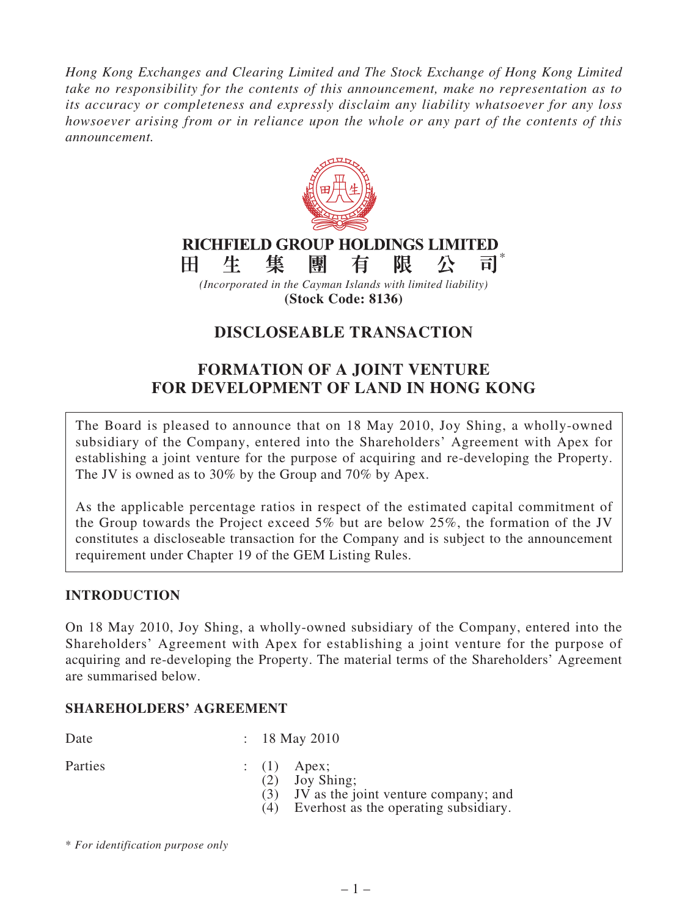*Hong Kong Exchanges and Clearing Limited and The Stock Exchange of Hong Kong Limited take no responsibility for the contents of this announcement, make no representation as to its accuracy or completeness and expressly disclaim any liability whatsoever for any loss howsoever arising from or in reliance upon the whole or any part of the contents of this announcement.*

**RICHFIELD GROUP HOLDINGS LIMITED**

**田 生 集 團 有 限 公 司***

*(Incorporated in the Cayman Islands with limited liability)*

**(Stock Code: 8136)**

# DISCLOSEABLE TRANSACTION

# FORMATION OF A JOINT VENTURE FOR DEVELOPMENT OF LAND IN HONG KONG

The Board is pleased to announce that on 18 May 2010, Joy Shing, a wholly-owned subsidiary of the Company, entered into the Shareholders' Agreement with Apex for establishing a joint venture for the purpose of acquiring and re-developing the Property. The JV is owned as to 30% by the Group and 70% by Apex.

As the applicable percentage ratios in respect of the estimated capital commitment of the Group towards the Project exceed 5% but are below 25%, the formation of the JV constitutes a discloseable transaction for the Company and is subject to the announcement requirement under Chapter 19 of the GEM Listing Rules.

## INTRODUCTION

On 18 May 2010, Joy Shing, a wholly-owned subsidiary of the Company, entered into the Shareholders' Agreement with Apex for establishing a joint venture for the purpose of acquiring and re-developing the Property. The material terms of the Shareholders' Agreement are summarised below.

## SHAREHOLDERS' AGREEMENT

Date : 18 May 2010

Parties :
(1) Apex;
(2) Joy Shing;
(3) JV as the joint venture company; and
(4) Everhost as the operating subsidiary.

\* *For identification purpose only*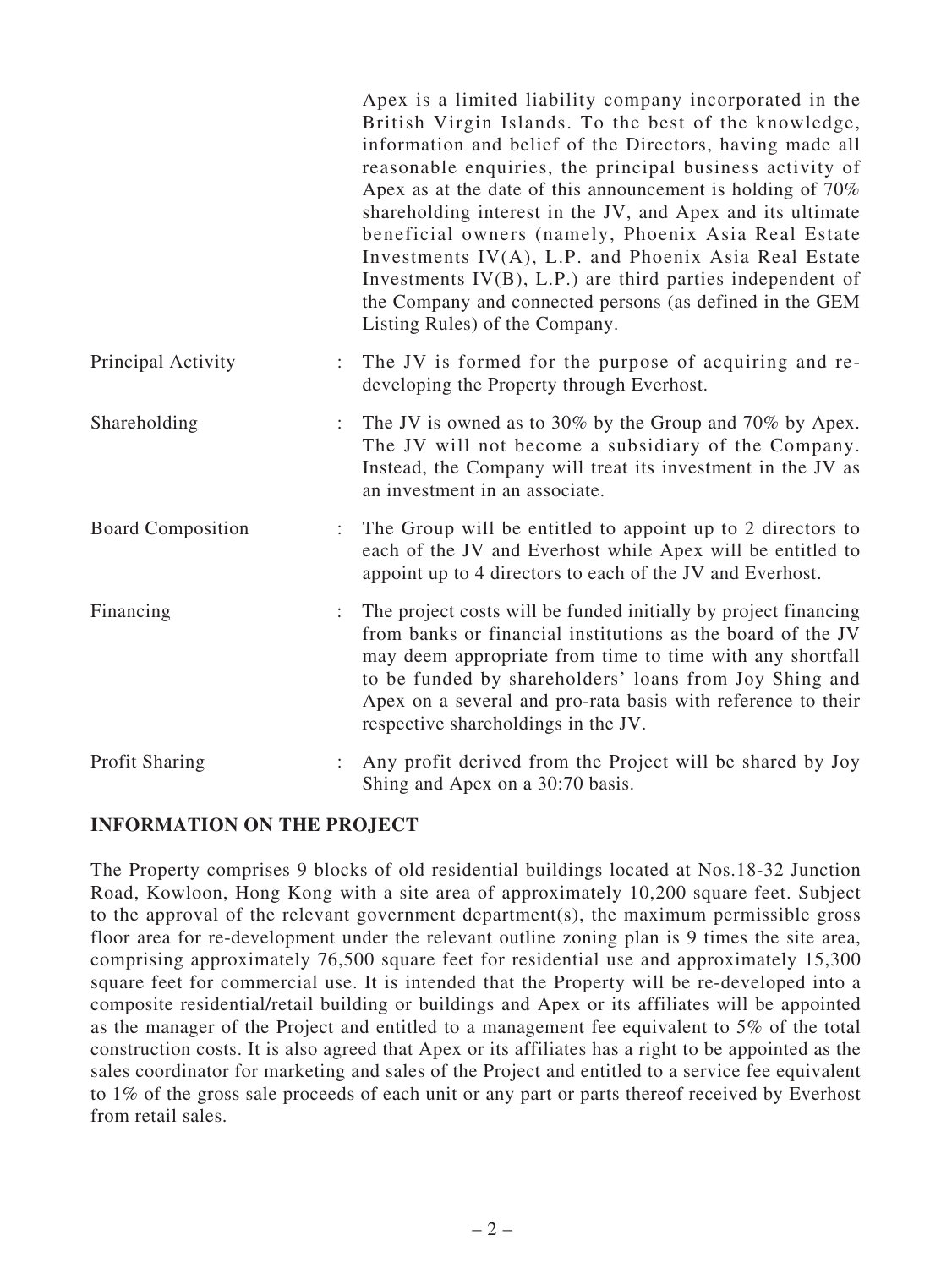| | | |
|---|---|---|
| | | Apex is a limited liability company incorporated in the British Virgin Islands. To the best of the knowledge, information and belief of the Directors, having made all reasonable enquiries, the principal business activity of Apex as at the date of this announcement is holding of 70% shareholding interest in the JV, and Apex and its ultimate beneficial owners (namely, Phoenix Asia Real Estate Investments IV(A), L.P. and Phoenix Asia Real Estate Investments IV(B), L.P.) are third parties independent of the Company and connected persons (as defined in the GEM Listing Rules) of the Company. |
| Principal Activity | : | The JV is formed for the purpose of acquiring and re-developing the Property through Everhost. |
| Shareholding | : | The JV is owned as to 30% by the Group and 70% by Apex. The JV will not become a subsidiary of the Company. Instead, the Company will treat its investment in the JV as an investment in an associate. |
| Board Composition | : | The Group will be entitled to appoint up to 2 directors to each of the JV and Everhost while Apex will be entitled to appoint up to 4 directors to each of the JV and Everhost. |
| Financing | : | The project costs will be funded initially by project financing from banks or financial institutions as the board of the JV may deem appropriate from time to time with any shortfall to be funded by shareholders' loans from Joy Shing and Apex on a several and pro-rata basis with reference to their respective shareholdings in the JV. |
| Profit Sharing | : | Any profit derived from the Project will be shared by Joy Shing and Apex on a 30:70 basis. |

## INFORMATION ON THE PROJECT

The Property comprises 9 blocks of old residential buildings located at Nos.18-32 Junction Road, Kowloon, Hong Kong with a site area of approximately 10,200 square feet. Subject to the approval of the relevant government department(s), the maximum permissible gross floor area for re-development under the relevant outline zoning plan is 9 times the site area, comprising approximately 76,500 square feet for residential use and approximately 15,300 square feet for commercial use. It is intended that the Property will be re-developed into a composite residential/retail building or buildings and Apex or its affiliates will be appointed as the manager of the Project and entitled to a management fee equivalent to 5% of the total construction costs. It is also agreed that Apex or its affiliates has a right to be appointed as the sales coordinator for marketing and sales of the Project and entitled to a service fee equivalent to 1% of the gross sale proceeds of each unit or any part or parts thereof received by Everhost from retail sales.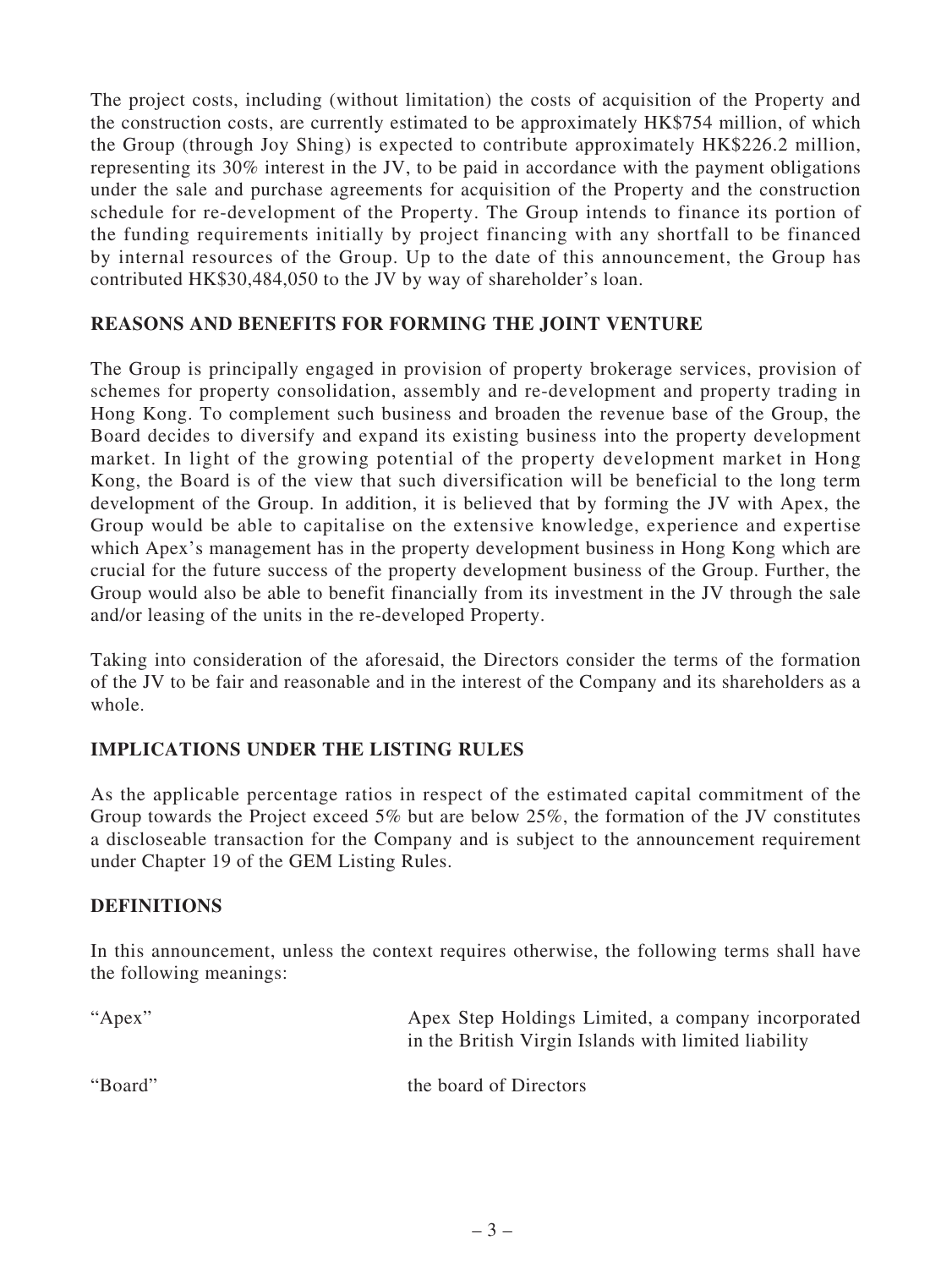The project costs, including (without limitation) the costs of acquisition of the Property and the construction costs, are currently estimated to be approximately HK$754 million, of which the Group (through Joy Shing) is expected to contribute approximately HK$226.2 million, representing its 30% interest in the JV, to be paid in accordance with the payment obligations under the sale and purchase agreements for acquisition of the Property and the construction schedule for re-development of the Property. The Group intends to finance its portion of the funding requirements initially by project financing with any shortfall to be financed by internal resources of the Group. Up to the date of this announcement, the Group has contributed HK$30,484,050 to the JV by way of shareholder's loan.

## REASONS AND BENEFITS FOR FORMING THE JOINT VENTURE

The Group is principally engaged in provision of property brokerage services, provision of schemes for property consolidation, assembly and re-development and property trading in Hong Kong. To complement such business and broaden the revenue base of the Group, the Board decides to diversify and expand its existing business into the property development market. In light of the growing potential of the property development market in Hong Kong, the Board is of the view that such diversification will be beneficial to the long term development of the Group. In addition, it is believed that by forming the JV with Apex, the Group would be able to capitalise on the extensive knowledge, experience and expertise which Apex's management has in the property development business in Hong Kong which are crucial for the future success of the property development business of the Group. Further, the Group would also be able to benefit financially from its investment in the JV through the sale and/or leasing of the units in the re-developed Property.

Taking into consideration of the aforesaid, the Directors consider the terms of the formation of the JV to be fair and reasonable and in the interest of the Company and its shareholders as a whole.

## IMPLICATIONS UNDER THE LISTING RULES

As the applicable percentage ratios in respect of the estimated capital commitment of the Group towards the Project exceed 5% but are below 25%, the formation of the JV constitutes a discloseable transaction for the Company and is subject to the announcement requirement under Chapter 19 of the GEM Listing Rules.

## DEFINITIONS

In this announcement, unless the context requires otherwise, the following terms shall have the following meanings:

| | |
|---|---|
| "Apex" | Apex Step Holdings Limited, a company incorporated in the British Virgin Islands with limited liability |
| "Board" | the board of Directors |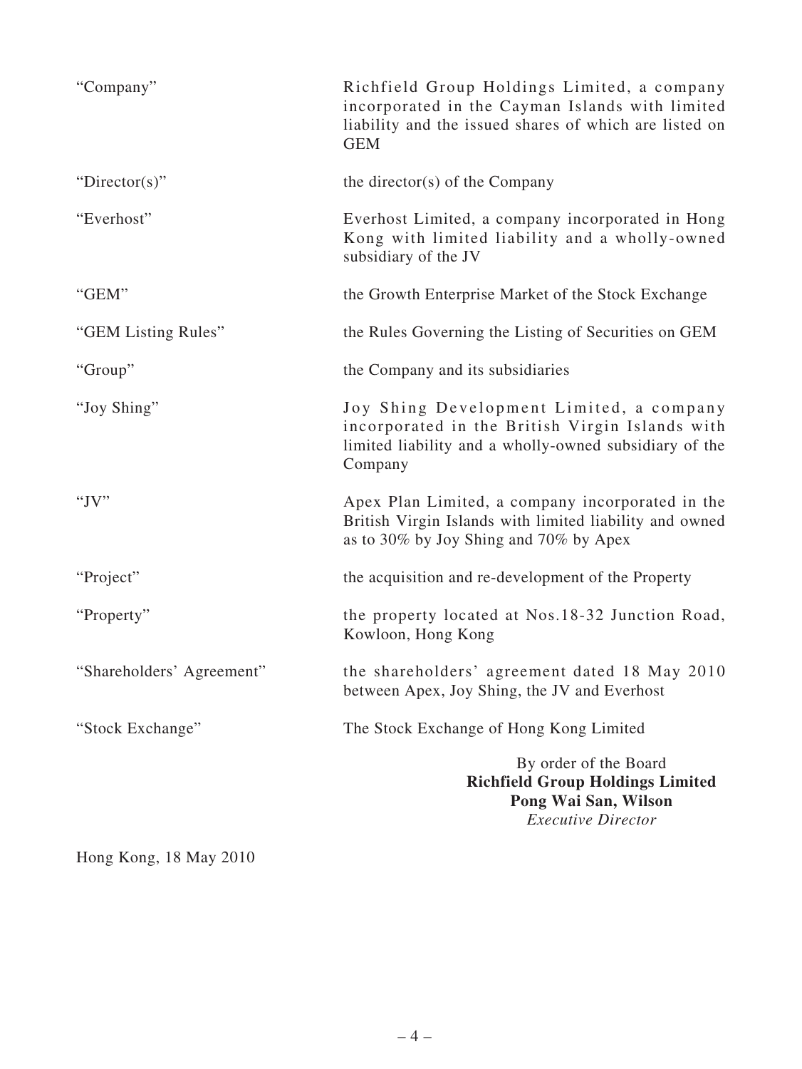| | |
|---|---|
| "Company" | Richfield Group Holdings Limited, a company incorporated in the Cayman Islands with limited liability and the issued shares of which are listed on GEM |
| "Director(s)" | the director(s) of the Company |
| "Everhost" | Everhost Limited, a company incorporated in Hong Kong with limited liability and a wholly-owned subsidiary of the JV |
| "GEM" | the Growth Enterprise Market of the Stock Exchange |
| "GEM Listing Rules" | the Rules Governing the Listing of Securities on GEM |
| "Group" | the Company and its subsidiaries |
| "Joy Shing" | Joy Shing Development Limited, a company incorporated in the British Virgin Islands with limited liability and a wholly-owned subsidiary of the Company |
| "JV" | Apex Plan Limited, a company incorporated in the British Virgin Islands with limited liability and owned as to 30% by Joy Shing and 70% by Apex |
| "Project" | the acquisition and re-development of the Property |
| "Property" | the property located at Nos.18-32 Junction Road, Kowloon, Hong Kong |
| "Shareholders' Agreement" | the shareholders' agreement dated 18 May 2010 between Apex, Joy Shing, the JV and Everhost |
| "Stock Exchange" | The Stock Exchange of Hong Kong Limited |

By order of the Board
**Richfield Group Holdings Limited**
**Pong Wai San, Wilson**
*Executive Director*

Hong Kong, 18 May 2010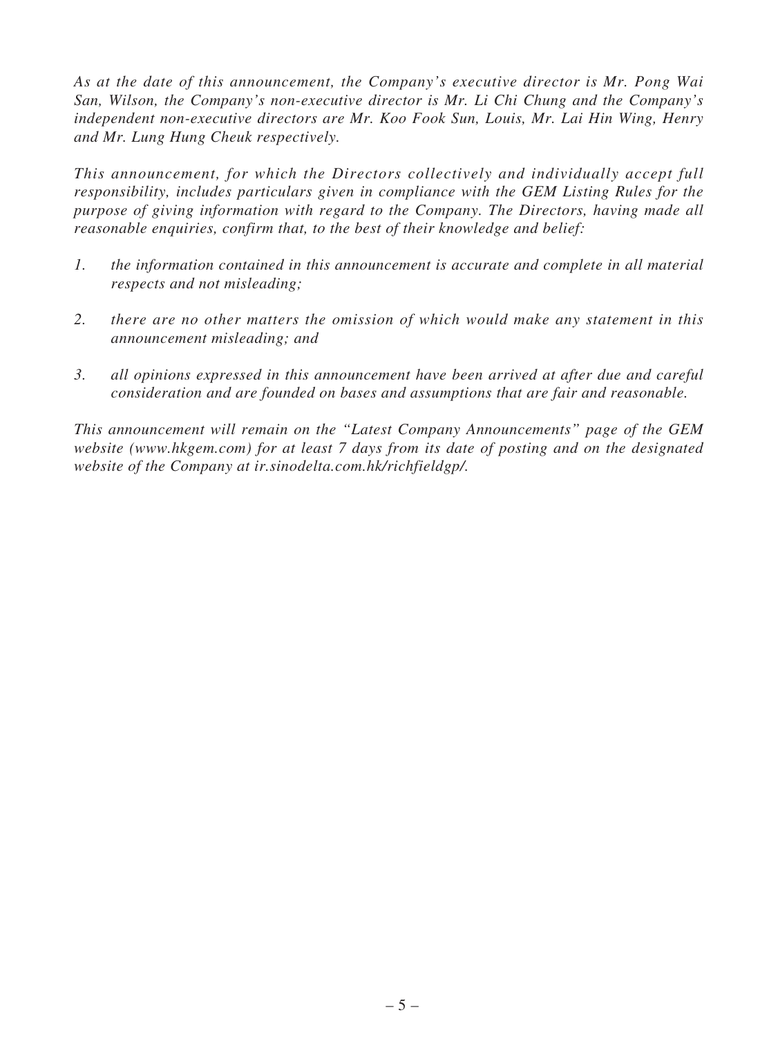*As at the date of this announcement, the Company's executive director is Mr. Pong Wai San, Wilson, the Company's non-executive director is Mr. Li Chi Chung and the Company's independent non-executive directors are Mr. Koo Fook Sun, Louis, Mr. Lai Hin Wing, Henry and Mr. Lung Hung Cheuk respectively.*

*This announcement, for which the Directors collectively and individually accept full responsibility, includes particulars given in compliance with the GEM Listing Rules for the purpose of giving information with regard to the Company. The Directors, having made all reasonable enquiries, confirm that, to the best of their knowledge and belief:*

1. *the information contained in this announcement is accurate and complete in all material respects and not misleading;*
2. *there are no other matters the omission of which would make any statement in this announcement misleading; and*
3. *all opinions expressed in this announcement have been arrived at after due and careful consideration and are founded on bases and assumptions that are fair and reasonable.*

*This announcement will remain on the "Latest Company Announcements" page of the GEM website (www.hkgem.com) for at least 7 days from its date of posting and on the designated website of the Company at ir.sinodelta.com.hk/richfieldgp/.*